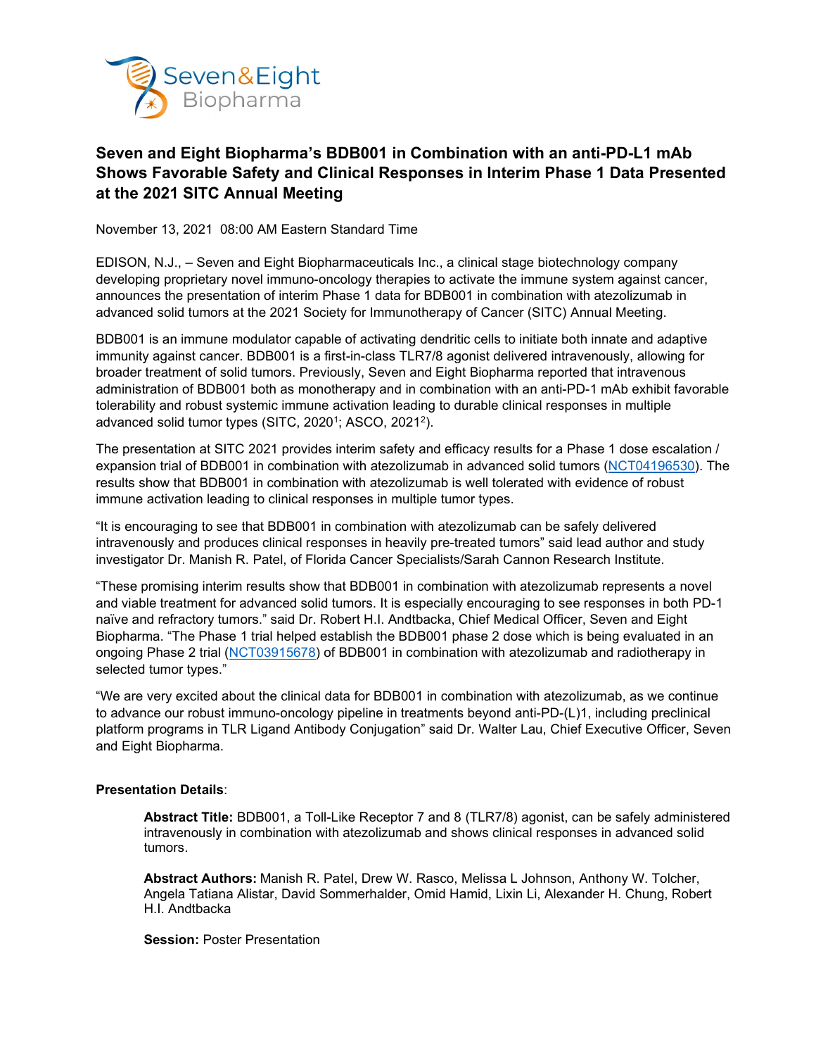Seven&Eight Biopharma

# Seven and Eight Biopharma's BDB001 in Combination with an anti-PD-L1 mAb Shows Favorable Safety and Clinical Responses in Interim Phase 1 Data Presented at the 2021 SITC Annual Meeting

November 13, 2021 08:00 AM Eastern Standard Time

EDISON, N.J., – Seven and Eight Biopharmaceuticals Inc., a clinical stage biotechnology company developing proprietary novel immuno-oncology therapies to activate the immune system against cancer, announces the presentation of interim Phase 1 data for BDB001 in combination with atezolizumab in advanced solid tumors at the 2021 Society for Immunotherapy of Cancer (SITC) Annual Meeting.

BDB001 is an immune modulator capable of activating dendritic cells to initiate both innate and adaptive immunity against cancer. BDB001 is a first-in-class TLR7/8 agonist delivered intravenously, allowing for broader treatment of solid tumors. Previously, Seven and Eight Biopharma reported that intravenous administration of BDB001 both as monotherapy and in combination with an anti-PD-1 mAb exhibit favorable tolerability and robust systemic immune activation leading to durable clinical responses in multiple advanced solid tumor types (SITC, 2020[1]; ASCO, 2021[2]).

The presentation at SITC 2021 provides interim safety and efficacy results for a Phase 1 dose escalation / expansion trial of BDB001 in combination with atezolizumab in advanced solid tumors (NCT04196530). The results show that BDB001 in combination with atezolizumab is well tolerated with evidence of robust immune activation leading to clinical responses in multiple tumor types.

"It is encouraging to see that BDB001 in combination with atezolizumab can be safely delivered intravenously and produces clinical responses in heavily pre-treated tumors" said lead author and study investigator Dr. Manish R. Patel, of Florida Cancer Specialists/Sarah Cannon Research Institute.

"These promising interim results show that BDB001 in combination with atezolizumab represents a novel and viable treatment for advanced solid tumors. It is especially encouraging to see responses in both PD-1 naïve and refractory tumors." said Dr. Robert H.I. Andtbacka, Chief Medical Officer, Seven and Eight Biopharma. "The Phase 1 trial helped establish the BDB001 phase 2 dose which is being evaluated in an ongoing Phase 2 trial (NCT03915678) of BDB001 in combination with atezolizumab and radiotherapy in selected tumor types."

"We are very excited about the clinical data for BDB001 in combination with atezolizumab, as we continue to advance our robust immuno-oncology pipeline in treatments beyond anti-PD-(L)1, including preclinical platform programs in TLR Ligand Antibody Conjugation" said Dr. Walter Lau, Chief Executive Officer, Seven and Eight Biopharma.

**Presentation Details**:

**Abstract Title:** BDB001, a Toll-Like Receptor 7 and 8 (TLR7/8) agonist, can be safely administered intravenously in combination with atezolizumab and shows clinical responses in advanced solid tumors.

**Abstract Authors:** Manish R. Patel, Drew W. Rasco, Melissa L Johnson, Anthony W. Tolcher, Angela Tatiana Alistar, David Sommerhalder, Omid Hamid, Lixin Li, Alexander H. Chung, Robert H.I. Andtbacka

**Session:** Poster Presentation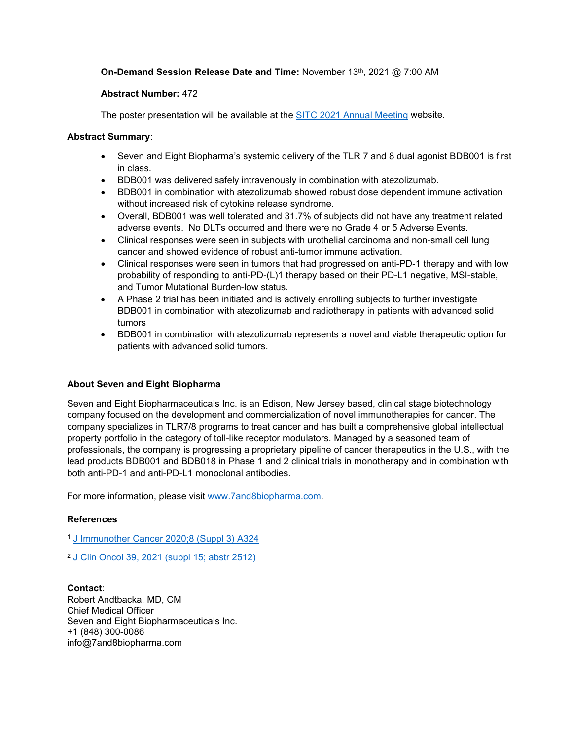**On-Demand Session Release Date and Time:** November 13th, 2021 @ 7:00 AM

**Abstract Number:** 472

The poster presentation will be available at the SITC 2021 Annual Meeting website.

**Abstract Summary**:

- Seven and Eight Biopharma's systemic delivery of the TLR 7 and 8 dual agonist BDB001 is first in class.
- BDB001 was delivered safely intravenously in combination with atezolizumab.
- BDB001 in combination with atezolizumab showed robust dose dependent immune activation without increased risk of cytokine release syndrome.
- Overall, BDB001 was well tolerated and 31.7% of subjects did not have any treatment related adverse events. No DLTs occurred and there were no Grade 4 or 5 Adverse Events.
- Clinical responses were seen in subjects with urothelial carcinoma and non-small cell lung cancer and showed evidence of robust anti-tumor immune activation.
- Clinical responses were seen in tumors that had progressed on anti-PD-1 therapy and with low probability of responding to anti-PD-(L)1 therapy based on their PD-L1 negative, MSI-stable, and Tumor Mutational Burden-low status.
- A Phase 2 trial has been initiated and is actively enrolling subjects to further investigate BDB001 in combination with atezolizumab and radiotherapy in patients with advanced solid tumors
- BDB001 in combination with atezolizumab represents a novel and viable therapeutic option for patients with advanced solid tumors.

**About Seven and Eight Biopharma**

Seven and Eight Biopharmaceuticals Inc. is an Edison, New Jersey based, clinical stage biotechnology company focused on the development and commercialization of novel immunotherapies for cancer. The company specializes in TLR7/8 programs to treat cancer and has built a comprehensive global intellectual property portfolio in the category of toll-like receptor modulators. Managed by a seasoned team of professionals, the company is progressing a proprietary pipeline of cancer therapeutics in the U.S., with the lead products BDB001 and BDB018 in Phase 1 and 2 clinical trials in monotherapy and in combination with both anti-PD-1 and anti-PD-L1 monoclonal antibodies.

For more information, please visit www.7and8biopharma.com.

**References**

[1] J Immunother Cancer 2020;8 (Suppl 3) A324

[2] J Clin Oncol 39, 2021 (suppl 15; abstr 2512)

**Contact**:
Robert Andtbacka, MD, CM
Chief Medical Officer
Seven and Eight Biopharmaceuticals Inc.
+1 (848) 300-0086
info@7and8biopharma.com